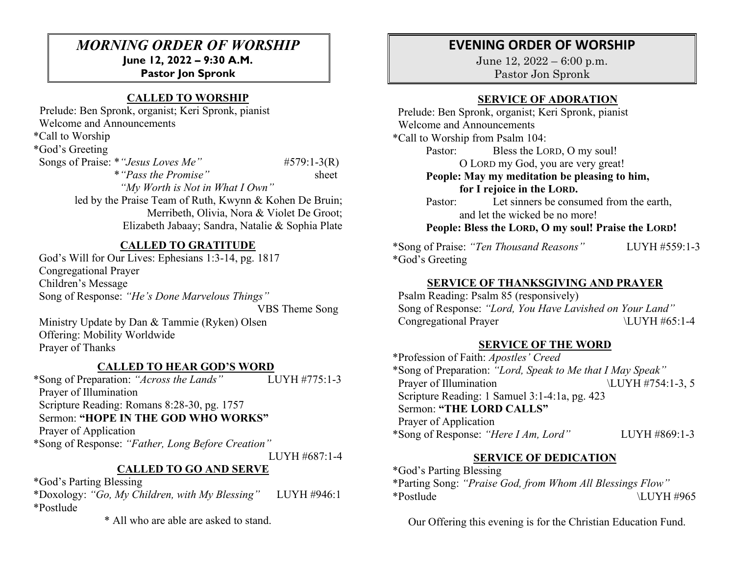# *MORNING ORDER OF WORSHIP*

**June 12, 2022 – 9:30 A.M.**
**Pastor Jon Spronk**

## CALLED TO WORSHIP

Prelude: Ben Spronk, organist; Keri Spronk, pianist
Welcome and Announcements
*Call to Worship
*God's Greeting
Songs of Praise: *"Jesus Loves Me"* #579:1-3(R)
*"Pass the Promise"* sheet
*"My Worth is Not in What I Own"*
led by the Praise Team of Ruth, Kwynn & Kohen De Bruin; Merribeth, Olivia, Nora & Violet De Groot; Elizabeth Jabaay; Sandra, Natalie & Sophia Plate

## CALLED TO GRATITUDE

God's Will for Our Lives: Ephesians 1:3-14, pg. 1817
Congregational Prayer
Children's Message
Song of Response: *"He's Done Marvelous Things"* VBS Theme Song
Ministry Update by Dan & Tammie (Ryken) Olsen
Offering: Mobility Worldwide
Prayer of Thanks

## CALLED TO HEAR GOD'S WORD

*Song of Preparation: *"Across the Lands"* LUYH #775:1-3
Prayer of Illumination
Scripture Reading: Romans 8:28-30, pg. 1757
Sermon: **"HOPE IN THE GOD WHO WORKS"**
Prayer of Application
*Song of Response: *"Father, Long Before Creation"* LUYH #687:1-4

## CALLED TO GO AND SERVE

*God's Parting Blessing
*Doxology: *"Go, My Children, with My Blessing"* LUYH #946:1
*Postlude

* All who are able are asked to stand.

# EVENING ORDER OF WORSHIP

June 12, 2022 – 6:00 p.m.
Pastor Jon Spronk

## SERVICE OF ADORATION

Prelude: Ben Spronk, organist; Keri Spronk, pianist
Welcome and Announcements
*Call to Worship from Psalm 104:

Pastor: Bless the LORD, O my soul!
O LORD my God, you are very great!
**People: May my meditation be pleasing to him, for I rejoice in the LORD.**
Pastor: Let sinners be consumed from the earth, and let the wicked be no more!
**People: Bless the LORD, O my soul! Praise the LORD!**

*Song of Praise: *"Ten Thousand Reasons"* LUYH #559:1-3
*God's Greeting

## SERVICE OF THANKSGIVING AND PRAYER

Psalm Reading: Psalm 85 (responsively)
Song of Response: *"Lord, You Have Lavished on Your Land"*
Congregational Prayer \LUYH #65:1-4

## SERVICE OF THE WORD

*Profession of Faith: *Apostles' Creed*
*Song of Preparation: *"Lord, Speak to Me that I May Speak"*
Prayer of Illumination \LUYH #754:1-3, 5
Scripture Reading: 1 Samuel 3:1-4:1a, pg. 423
Sermon: **"THE LORD CALLS"**
Prayer of Application
*Song of Response: *"Here I Am, Lord"* LUYH #869:1-3

## SERVICE OF DEDICATION

*God's Parting Blessing
*Parting Song: *"Praise God, from Whom All Blessings Flow"*
*Postlude \LUYH #965

Our Offering this evening is for the Christian Education Fund.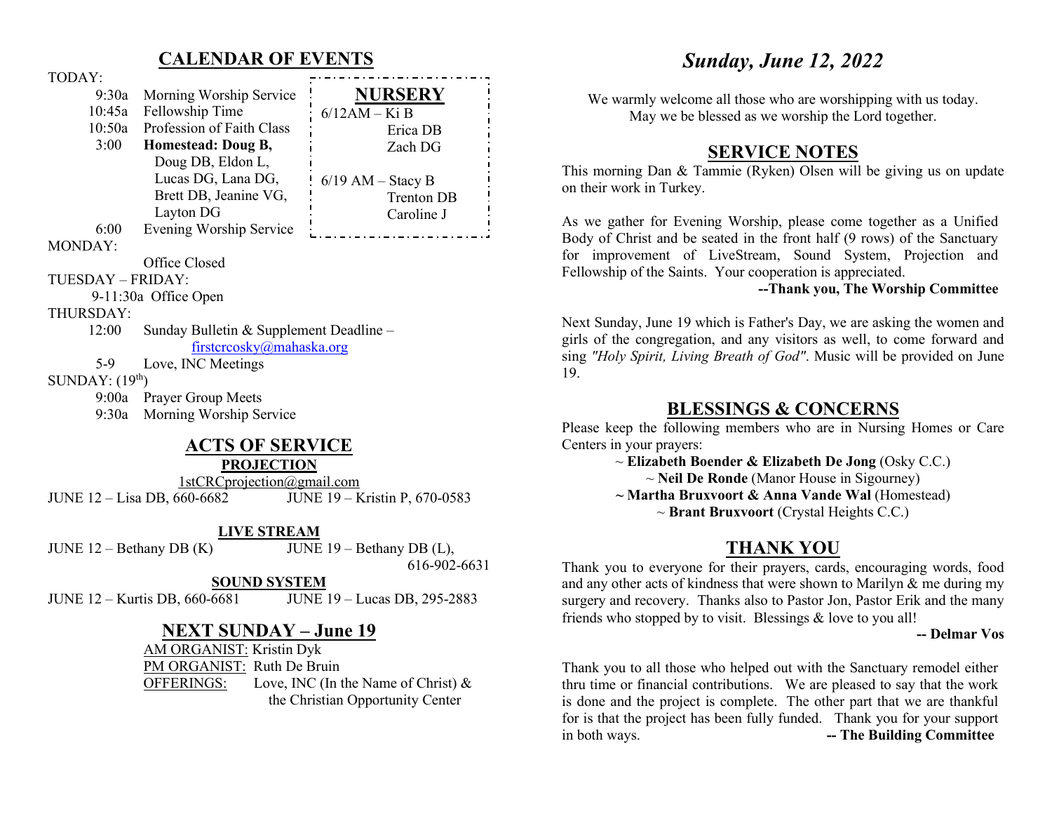## CALENDAR OF EVENTS

TODAY:

- 9:30a Morning Worship Service
- 10:45a Fellowship Time
- 10:50a Profession of Faith Class
- 3:00 **Homestead: Doug B,** Doug DB, Eldon L, Lucas DG, Lana DG, Brett DB, Jeanine VG, Layton DG
- 6:00 Evening Worship Service

MONDAY:

- Office Closed

TUESDAY – FRIDAY:

- 9-11:30a Office Open

THURSDAY:

- 12:00 Sunday Bulletin & Supplement Deadline – firstcrcosky@mahaska.org
- 5-9 Love, INC Meetings

SUNDAY: (19th)

- 9:00a Prayer Group Meets
- 9:30a Morning Worship Service

### NURSERY

6/12AM – Ki B
Erica DB
Zach DG

6/19 AM – Stacy B
Trenton DB
Caroline J

## ACTS OF SERVICE

### PROJECTION

1stCRCprojection@gmail.com

JUNE 12 – Lisa DB, 660-6682    JUNE 19 – Kristin P, 670-0583

### LIVE STREAM

JUNE 12 – Bethany DB (K)    JUNE 19 – Bethany DB (L), 616-902-6631

### SOUND SYSTEM

JUNE 12 – Kurtis DB, 660-6681    JUNE 19 – Lucas DB, 295-2883

## NEXT SUNDAY – June 19

AM ORGANIST: Kristin Dyk
PM ORGANIST: Ruth De Bruin
OFFERINGS: Love, INC (In the Name of Christ) & the Christian Opportunity Center

# *Sunday, June 12, 2022*

We warmly welcome all those who are worshipping with us today.
May we be blessed as we worship the Lord together.

## SERVICE NOTES

This morning Dan & Tammie (Ryken) Olsen will be giving us on update on their work in Turkey.

As we gather for Evening Worship, please come together as a Unified Body of Christ and be seated in the front half (9 rows) of the Sanctuary for improvement of LiveStream, Sound System, Projection and Fellowship of the Saints. Your cooperation is appreciated.

**--Thank you, The Worship Committee**

Next Sunday, June 19 which is Father's Day, we are asking the women and girls of the congregation, and any visitors as well, to come forward and sing *"Holy Spirit, Living Breath of God"*. Music will be provided on June 19.

## BLESSINGS & CONCERNS

Please keep the following members who are in Nursing Homes or Care Centers in your prayers:

~ **Elizabeth Boender & Elizabeth De Jong** (Osky C.C.)
~ **Neil De Ronde** (Manor House in Sigourney)
**~ Martha Bruxvoort & Anna Vande Wal** (Homestead)
~ **Brant Bruxvoort** (Crystal Heights C.C.)

## THANK YOU

Thank you to everyone for their prayers, cards, encouraging words, food and any other acts of kindness that were shown to Marilyn & me during my surgery and recovery. Thanks also to Pastor Jon, Pastor Erik and the many friends who stopped by to visit. Blessings & love to you all!

**-- Delmar Vos**

Thank you to all those who helped out with the Sanctuary remodel either thru time or financial contributions. We are pleased to say that the work is done and the project is complete. The other part that we are thankful for is that the project has been fully funded. Thank you for your support in both ways.

**-- The Building Committee**